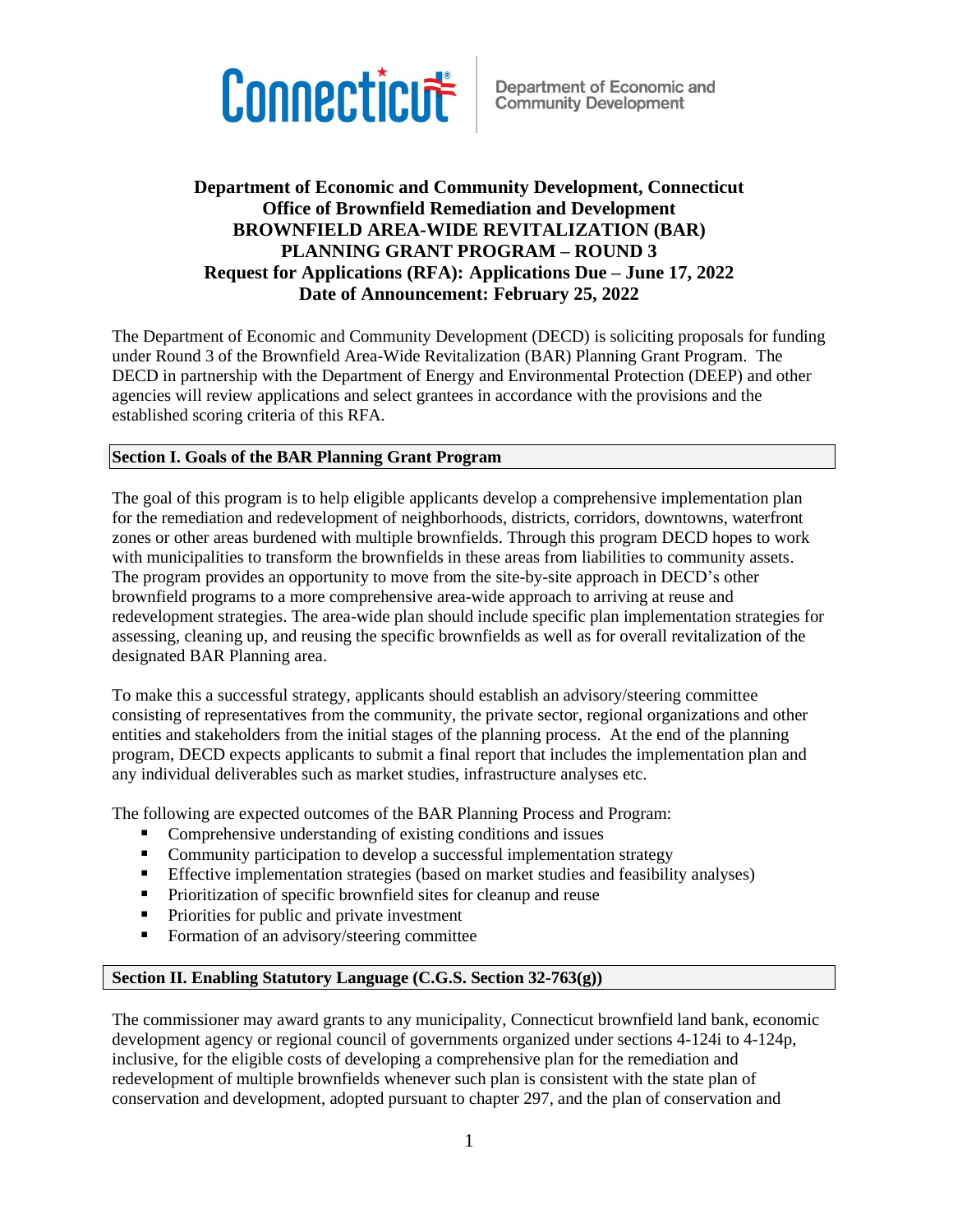Connecticut | Department of Economic and Community Development

**Department of Economic and Community Development, Connecticut**
**Office of Brownfield Remediation and Development**
**BROWNFIELD AREA-WIDE REVITALIZATION (BAR)**
**PLANNING GRANT PROGRAM – ROUND 3**
**Request for Applications (RFA): Applications Due – June 17, 2022**
**Date of Announcement: February 25, 2022**

The Department of Economic and Community Development (DECD) is soliciting proposals for funding under Round 3 of the Brownfield Area-Wide Revitalization (BAR) Planning Grant Program. The DECD in partnership with the Department of Energy and Environmental Protection (DEEP) and other agencies will review applications and select grantees in accordance with the provisions and the established scoring criteria of this RFA.

## Section I. Goals of the BAR Planning Grant Program

The goal of this program is to help eligible applicants develop a comprehensive implementation plan for the remediation and redevelopment of neighborhoods, districts, corridors, downtowns, waterfront zones or other areas burdened with multiple brownfields. Through this program DECD hopes to work with municipalities to transform the brownfields in these areas from liabilities to community assets. The program provides an opportunity to move from the site-by-site approach in DECD's other brownfield programs to a more comprehensive area-wide approach to arriving at reuse and redevelopment strategies. The area-wide plan should include specific plan implementation strategies for assessing, cleaning up, and reusing the specific brownfields as well as for overall revitalization of the designated BAR Planning area.

To make this a successful strategy, applicants should establish an advisory/steering committee consisting of representatives from the community, the private sector, regional organizations and other entities and stakeholders from the initial stages of the planning process. At the end of the planning program, DECD expects applicants to submit a final report that includes the implementation plan and any individual deliverables such as market studies, infrastructure analyses etc.

The following are expected outcomes of the BAR Planning Process and Program:

- Comprehensive understanding of existing conditions and issues
- Community participation to develop a successful implementation strategy
- Effective implementation strategies (based on market studies and feasibility analyses)
- Prioritization of specific brownfield sites for cleanup and reuse
- Priorities for public and private investment
- Formation of an advisory/steering committee

## Section II. Enabling Statutory Language (C.G.S. Section 32-763(g))

The commissioner may award grants to any municipality, Connecticut brownfield land bank, economic development agency or regional council of governments organized under sections 4-124i to 4-124p, inclusive, for the eligible costs of developing a comprehensive plan for the remediation and redevelopment of multiple brownfields whenever such plan is consistent with the state plan of conservation and development, adopted pursuant to chapter 297, and the plan of conservation and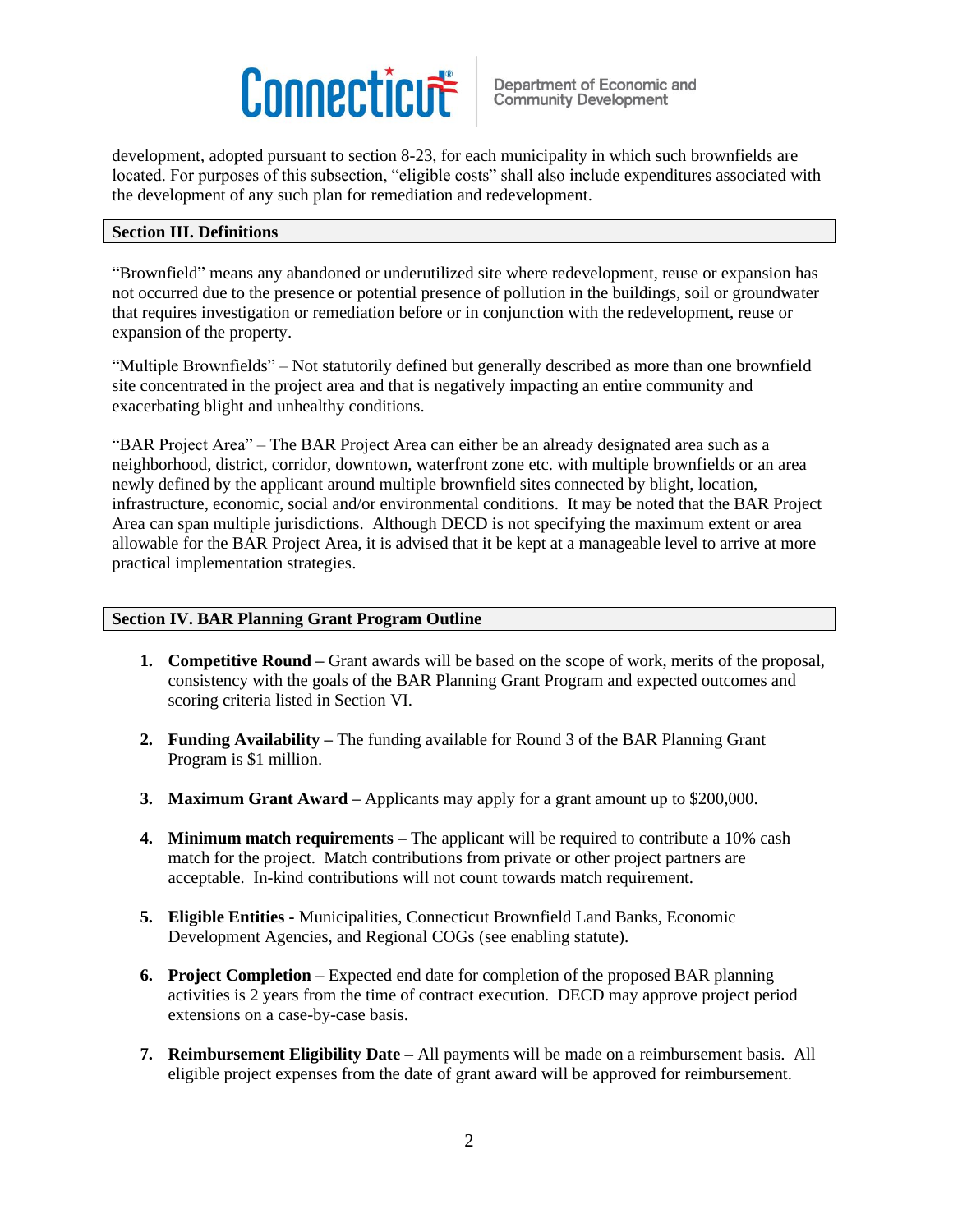development, adopted pursuant to section 8-23, for each municipality in which such brownfields are located. For purposes of this subsection, "eligible costs" shall also include expenditures associated with the development of any such plan for remediation and redevelopment.

## Section III. Definitions

"Brownfield" means any abandoned or underutilized site where redevelopment, reuse or expansion has not occurred due to the presence or potential presence of pollution in the buildings, soil or groundwater that requires investigation or remediation before or in conjunction with the redevelopment, reuse or expansion of the property.

"Multiple Brownfields" – Not statutorily defined but generally described as more than one brownfield site concentrated in the project area and that is negatively impacting an entire community and exacerbating blight and unhealthy conditions.

"BAR Project Area" – The BAR Project Area can either be an already designated area such as a neighborhood, district, corridor, downtown, waterfront zone etc. with multiple brownfields or an area newly defined by the applicant around multiple brownfield sites connected by blight, location, infrastructure, economic, social and/or environmental conditions. It may be noted that the BAR Project Area can span multiple jurisdictions. Although DECD is not specifying the maximum extent or area allowable for the BAR Project Area, it is advised that it be kept at a manageable level to arrive at more practical implementation strategies.

## Section IV. BAR Planning Grant Program Outline

1. **Competitive Round –** Grant awards will be based on the scope of work, merits of the proposal, consistency with the goals of the BAR Planning Grant Program and expected outcomes and scoring criteria listed in Section VI.

2. **Funding Availability –** The funding available for Round 3 of the BAR Planning Grant Program is $1 million.

3. **Maximum Grant Award –** Applicants may apply for a grant amount up to $200,000.

4. **Minimum match requirements –** The applicant will be required to contribute a 10% cash match for the project. Match contributions from private or other project partners are acceptable. In-kind contributions will not count towards match requirement.

5. **Eligible Entities -** Municipalities, Connecticut Brownfield Land Banks, Economic Development Agencies, and Regional COGs (see enabling statute).

6. **Project Completion –** Expected end date for completion of the proposed BAR planning activities is 2 years from the time of contract execution. DECD may approve project period extensions on a case-by-case basis.

7. **Reimbursement Eligibility Date –** All payments will be made on a reimbursement basis. All eligible project expenses from the date of grant award will be approved for reimbursement.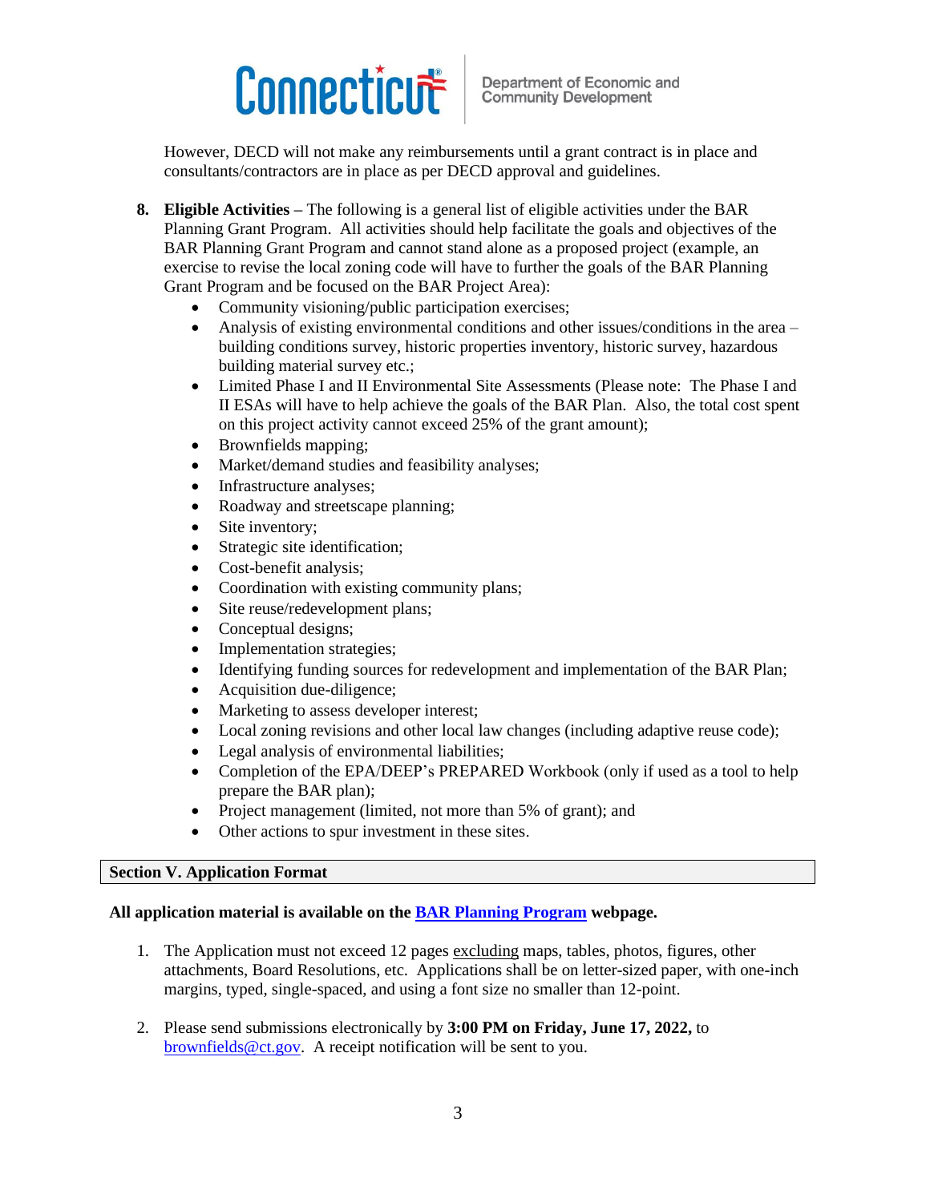However, DECD will not make any reimbursements until a grant contract is in place and consultants/contractors are in place as per DECD approval and guidelines.

8. **Eligible Activities –** The following is a general list of eligible activities under the BAR Planning Grant Program. All activities should help facilitate the goals and objectives of the BAR Planning Grant Program and cannot stand alone as a proposed project (example, an exercise to revise the local zoning code will have to further the goals of the BAR Planning Grant Program and be focused on the BAR Project Area):
   - Community visioning/public participation exercises;
   - Analysis of existing environmental conditions and other issues/conditions in the area – building conditions survey, historic properties inventory, historic survey, hazardous building material survey etc.;
   - Limited Phase I and II Environmental Site Assessments (Please note: The Phase I and II ESAs will have to help achieve the goals of the BAR Plan. Also, the total cost spent on this project activity cannot exceed 25% of the grant amount);
   - Brownfields mapping;
   - Market/demand studies and feasibility analyses;
   - Infrastructure analyses;
   - Roadway and streetscape planning;
   - Site inventory;
   - Strategic site identification;
   - Cost-benefit analysis;
   - Coordination with existing community plans;
   - Site reuse/redevelopment plans;
   - Conceptual designs;
   - Implementation strategies;
   - Identifying funding sources for redevelopment and implementation of the BAR Plan;
   - Acquisition due-diligence;
   - Marketing to assess developer interest;
   - Local zoning revisions and other local law changes (including adaptive reuse code);
   - Legal analysis of environmental liabilities;
   - Completion of the EPA/DEEP's PREPARED Workbook (only if used as a tool to help prepare the BAR plan);
   - Project management (limited, not more than 5% of grant); and
   - Other actions to spur investment in these sites.

## Section V. Application Format

**All application material is available on the BAR Planning Program webpage.**

1. The Application must not exceed 12 pages excluding maps, tables, photos, figures, other attachments, Board Resolutions, etc. Applications shall be on letter-sized paper, with one-inch margins, typed, single-spaced, and using a font size no smaller than 12-point.

2. Please send submissions electronically by **3:00 PM on Friday, June 17, 2022,** to brownfields@ct.gov. A receipt notification will be sent to you.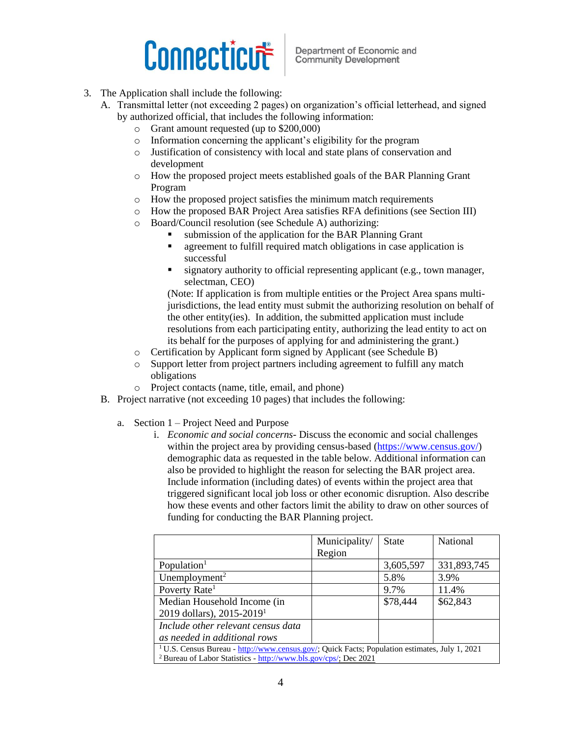3. The Application shall include the following:
   A. Transmittal letter (not exceeding 2 pages) on organization's official letterhead, and signed by authorized official, that includes the following information:
      - Grant amount requested (up to $200,000)
      - Information concerning the applicant's eligibility for the program
      - Justification of consistency with local and state plans of conservation and development
      - How the proposed project meets established goals of the BAR Planning Grant Program
      - How the proposed project satisfies the minimum match requirements
      - How the proposed BAR Project Area satisfies RFA definitions (see Section III)
      - Board/Council resolution (see Schedule A) authorizing:
        - submission of the application for the BAR Planning Grant
        - agreement to fulfill required match obligations in case application is successful
        - signatory authority to official representing applicant (e.g., town manager, selectman, CEO)

        (Note: If application is from multiple entities or the Project Area spans multi-jurisdictions, the lead entity must submit the authorizing resolution on behalf of the other entity(ies). In addition, the submitted application must include resolutions from each participating entity, authorizing the lead entity to act on its behalf for the purposes of applying for and administering the grant.)
      - Certification by Applicant form signed by Applicant (see Schedule B)
      - Support letter from project partners including agreement to fulfill any match obligations
      - Project contacts (name, title, email, and phone)
   B. Project narrative (not exceeding 10 pages) that includes the following:

      a. Section 1 – Project Need and Purpose
         i. *Economic and social concerns*- Discuss the economic and social challenges within the project area by providing census-based (https://www.census.gov/) demographic data as requested in the table below. Additional information can also be provided to highlight the reason for selecting the BAR project area. Include information (including dates) of events within the project area that triggered significant local job loss or other economic disruption. Also describe how these events and other factors limit the ability to draw on other sources of funding for conducting the BAR Planning project.

| | Municipality/ Region | State | National |
|---|---|---|---|
| Population[1] | | 3,605,597 | 331,893,745 |
| Unemployment[2] | | 5.8% | 3.9% |
| Poverty Rate[1] | | 9.7% | 11.4% |
| Median Household Income (in 2019 dollars), 2015-2019[1] | | $78,444 | $62,843 |
| *Include other relevant census data as needed in additional rows* | | | |

[1] U.S. Census Bureau - http://www.census.gov/; Quick Facts; Population estimates, July 1, 2021
[2] Bureau of Labor Statistics - http://www.bls.gov/cps/; Dec 2021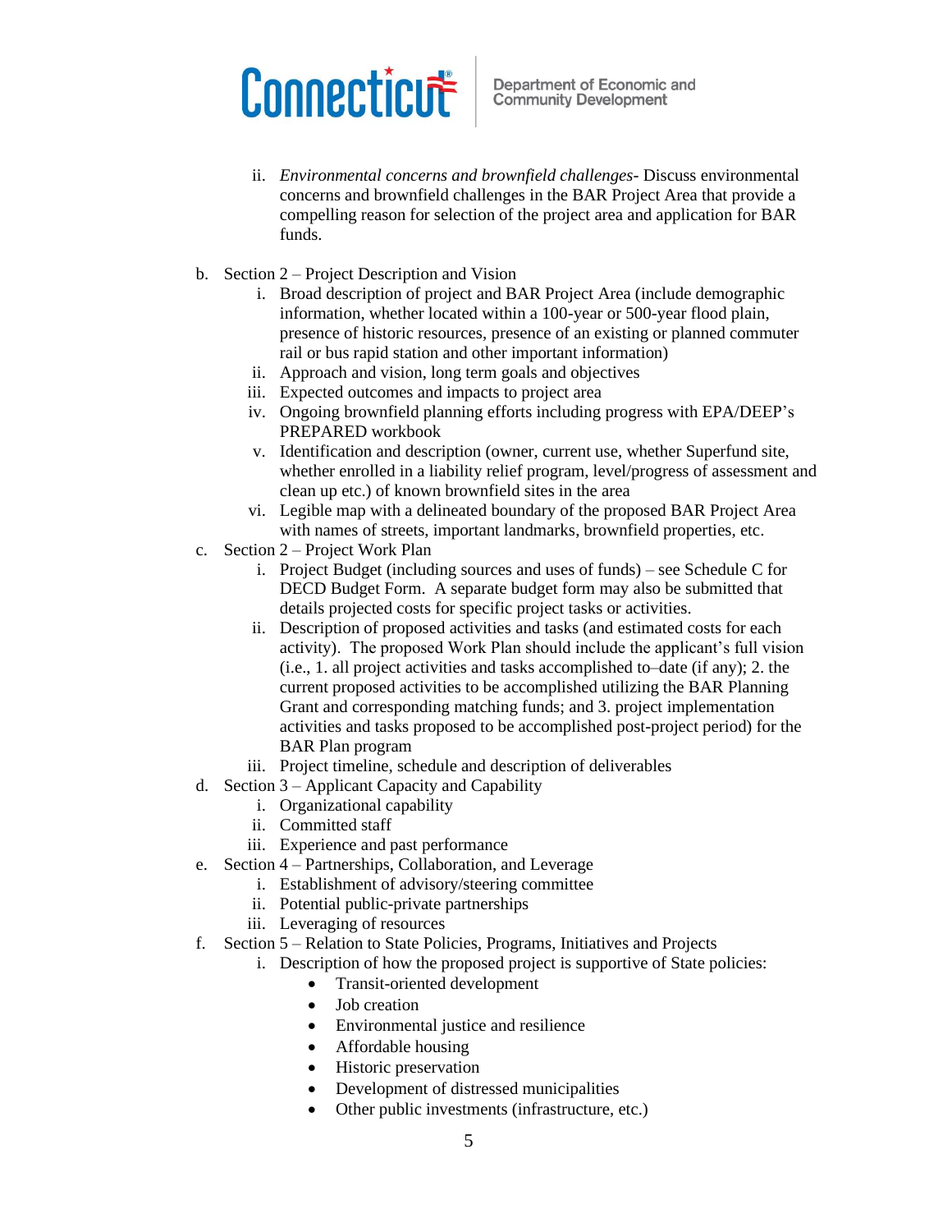ii. *Environmental concerns and brownfield challenges*- Discuss environmental concerns and brownfield challenges in the BAR Project Area that provide a compelling reason for selection of the project area and application for BAR funds.

b. Section 2 – Project Description and Vision
   i. Broad description of project and BAR Project Area (include demographic information, whether located within a 100-year or 500-year flood plain, presence of historic resources, presence of an existing or planned commuter rail or bus rapid station and other important information)
   ii. Approach and vision, long term goals and objectives
   iii. Expected outcomes and impacts to project area
   iv. Ongoing brownfield planning efforts including progress with EPA/DEEP's PREPARED workbook
   v. Identification and description (owner, current use, whether Superfund site, whether enrolled in a liability relief program, level/progress of assessment and clean up etc.) of known brownfield sites in the area
   vi. Legible map with a delineated boundary of the proposed BAR Project Area with names of streets, important landmarks, brownfield properties, etc.

c. Section 2 – Project Work Plan
   i. Project Budget (including sources and uses of funds) – see Schedule C for DECD Budget Form. A separate budget form may also be submitted that details projected costs for specific project tasks or activities.
   ii. Description of proposed activities and tasks (and estimated costs for each activity). The proposed Work Plan should include the applicant's full vision (i.e., 1. all project activities and tasks accomplished to–date (if any); 2. the current proposed activities to be accomplished utilizing the BAR Planning Grant and corresponding matching funds; and 3. project implementation activities and tasks proposed to be accomplished post-project period) for the BAR Plan program
   iii. Project timeline, schedule and description of deliverables

d. Section 3 – Applicant Capacity and Capability
   i. Organizational capability
   ii. Committed staff
   iii. Experience and past performance

e. Section 4 – Partnerships, Collaboration, and Leverage
   i. Establishment of advisory/steering committee
   ii. Potential public-private partnerships
   iii. Leveraging of resources

f. Section 5 – Relation to State Policies, Programs, Initiatives and Projects
   i. Description of how the proposed project is supportive of State policies:
      - Transit-oriented development
      - Job creation
      - Environmental justice and resilience
      - Affordable housing
      - Historic preservation
      - Development of distressed municipalities
      - Other public investments (infrastructure, etc.)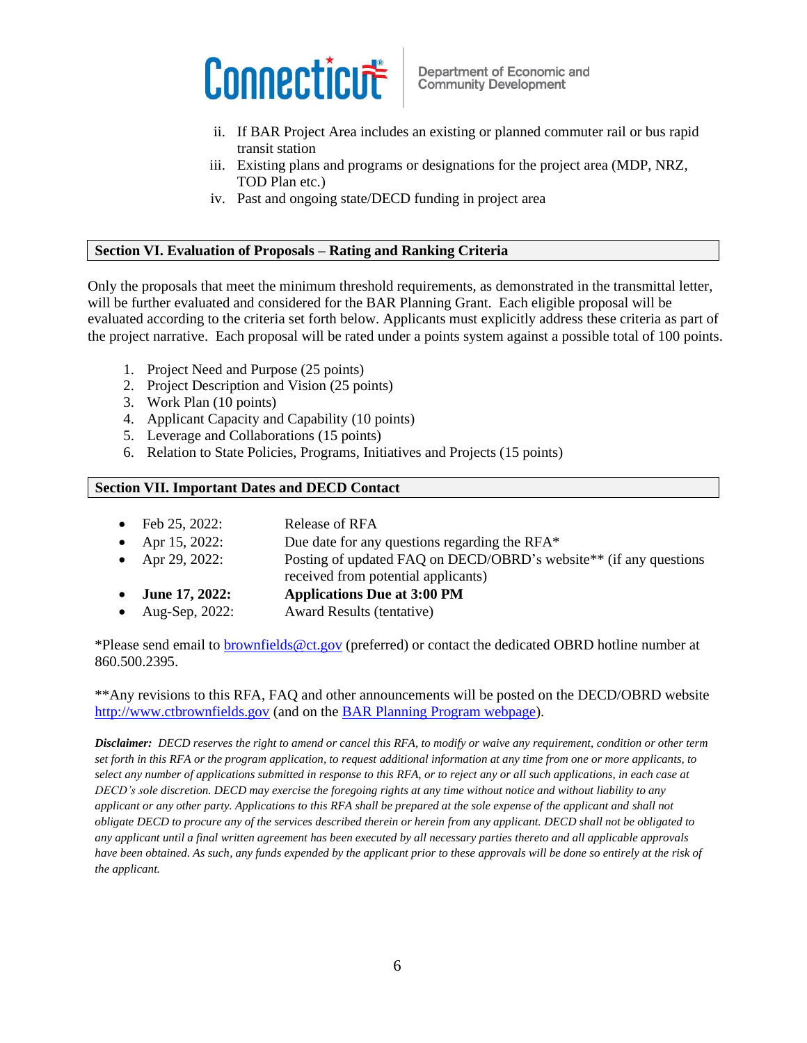ii. If BAR Project Area includes an existing or planned commuter rail or bus rapid transit station
iii. Existing plans and programs or designations for the project area (MDP, NRZ, TOD Plan etc.)
iv. Past and ongoing state/DECD funding in project area

## Section VI. Evaluation of Proposals – Rating and Ranking Criteria

Only the proposals that meet the minimum threshold requirements, as demonstrated in the transmittal letter, will be further evaluated and considered for the BAR Planning Grant. Each eligible proposal will be evaluated according to the criteria set forth below. Applicants must explicitly address these criteria as part of the project narrative. Each proposal will be rated under a points system against a possible total of 100 points.

1. Project Need and Purpose (25 points)
2. Project Description and Vision (25 points)
3. Work Plan (10 points)
4. Applicant Capacity and Capability (10 points)
5. Leverage and Collaborations (15 points)
6. Relation to State Policies, Programs, Initiatives and Projects (15 points)

## Section VII. Important Dates and DECD Contact

- Feb 25, 2022: Release of RFA
- Apr 15, 2022: Due date for any questions regarding the RFA*
- Apr 29, 2022: Posting of updated FAQ on DECD/OBRD's website** (if any questions received from potential applicants)
- **June 17, 2022: Applications Due at 3:00 PM**
- Aug-Sep, 2022: Award Results (tentative)

*Please send email to brownfields@ct.gov (preferred) or contact the dedicated OBRD hotline number at 860.500.2395.

**Any revisions to this RFA, FAQ and other announcements will be posted on the DECD/OBRD website http://www.ctbrownfields.gov (and on the BAR Planning Program webpage).

***Disclaimer:*** *DECD reserves the right to amend or cancel this RFA, to modify or waive any requirement, condition or other term set forth in this RFA or the program application, to request additional information at any time from one or more applicants, to select any number of applications submitted in response to this RFA, or to reject any or all such applications, in each case at DECD's sole discretion. DECD may exercise the foregoing rights at any time without notice and without liability to any applicant or any other party. Applications to this RFA shall be prepared at the sole expense of the applicant and shall not obligate DECD to procure any of the services described therein or herein from any applicant. DECD shall not be obligated to any applicant until a final written agreement has been executed by all necessary parties thereto and all applicable approvals have been obtained. As such, any funds expended by the applicant prior to these approvals will be done so entirely at the risk of the applicant.*